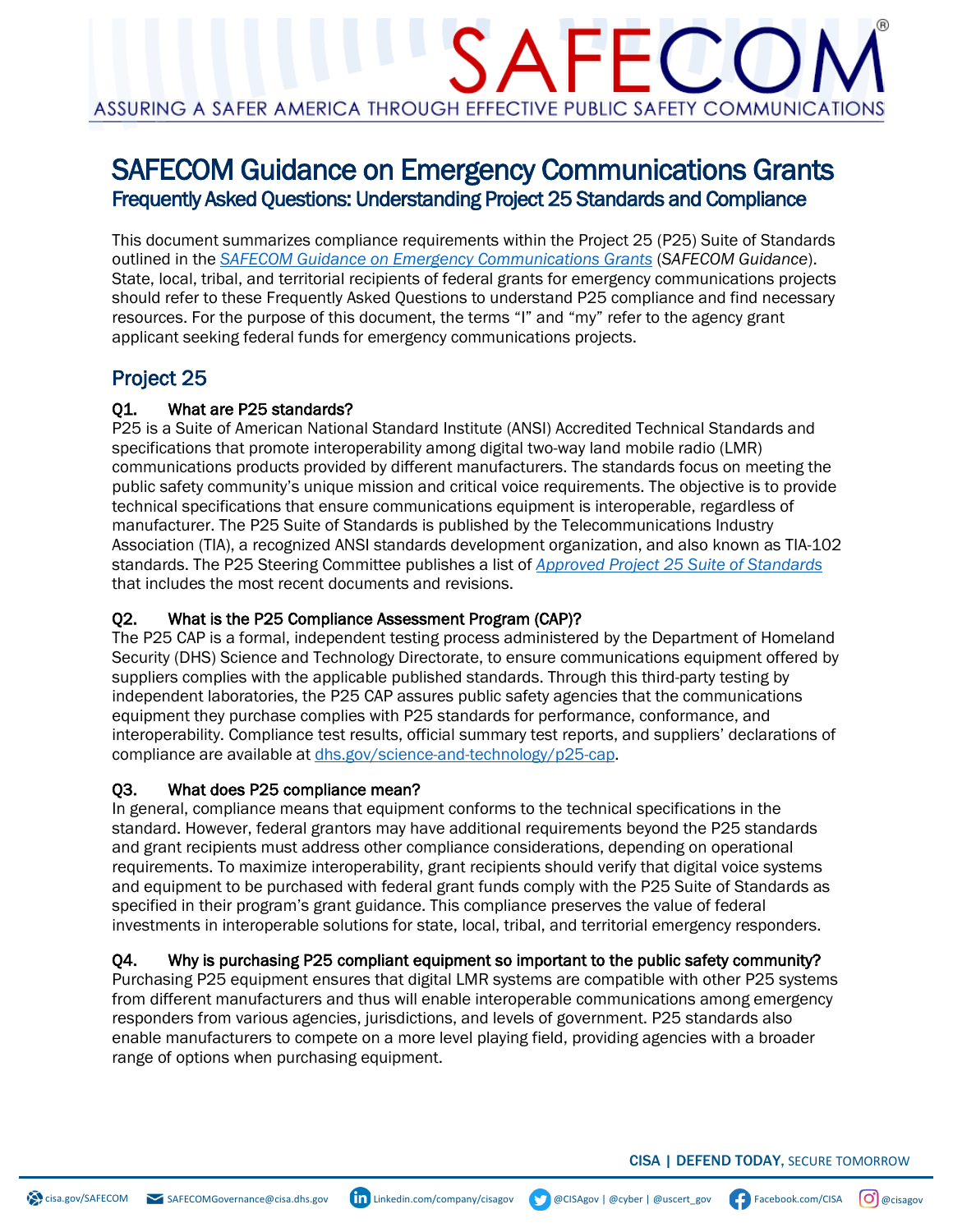# SAFECOM Guidance on Emergency Communications Grants

## Frequently Asked Questions: Understanding Project 25 Standards and Compliance

This document summarizes compliance requirements within the Project 25 (P25) Suite of Standards outlined in the [*SAFECOM Guidance on Emergency Communications Grants*](#) (*SAFECOM Guidance*). State, local, tribal, and territorial recipients of federal grants for emergency communications projects should refer to these Frequently Asked Questions to understand P25 compliance and find necessary resources. For the purpose of this document, the terms "I" and "my" refer to the agency grant applicant seeking federal funds for emergency communications projects.

## Project 25

### Q1. What are P25 standards?

P25 is a Suite of American National Standard Institute (ANSI) Accredited Technical Standards and specifications that promote interoperability among digital two-way land mobile radio (LMR) communications products provided by different manufacturers. The standards focus on meeting the public safety community's unique mission and critical voice requirements. The objective is to provide technical specifications that ensure communications equipment is interoperable, regardless of manufacturer. The P25 Suite of Standards is published by the Telecommunications Industry Association (TIA), a recognized ANSI standards development organization, and also known as TIA-102 standards. The P25 Steering Committee publishes a list of [*Approved Project 25 Suite of Standards*](#) that includes the most recent documents and revisions.

### Q2. What is the P25 Compliance Assessment Program (CAP)?

The P25 CAP is a formal, independent testing process administered by the Department of Homeland Security (DHS) Science and Technology Directorate, to ensure communications equipment offered by suppliers complies with the applicable published standards. Through this third-party testing by independent laboratories, the P25 CAP assures public safety agencies that the communications equipment they purchase complies with P25 standards for performance, conformance, and interoperability. Compliance test results, official summary test reports, and suppliers' declarations of compliance are available at [dhs.gov/science-and-technology/p25-cap](#).

### Q3. What does P25 compliance mean?

In general, compliance means that equipment conforms to the technical specifications in the standard. However, federal grantors may have additional requirements beyond the P25 standards and grant recipients must address other compliance considerations, depending on operational requirements. To maximize interoperability, grant recipients should verify that digital voice systems and equipment to be purchased with federal grant funds comply with the P25 Suite of Standards as specified in their program's grant guidance. This compliance preserves the value of federal investments in interoperable solutions for state, local, tribal, and territorial emergency responders.

### Q4. Why is purchasing P25 compliant equipment so important to the public safety community?

Purchasing P25 equipment ensures that digital LMR systems are compatible with other P25 systems from different manufacturers and thus will enable interoperable communications among emergency responders from various agencies, jurisdictions, and levels of government. P25 standards also enable manufacturers to compete on a more level playing field, providing agencies with a broader range of options when purchasing equipment.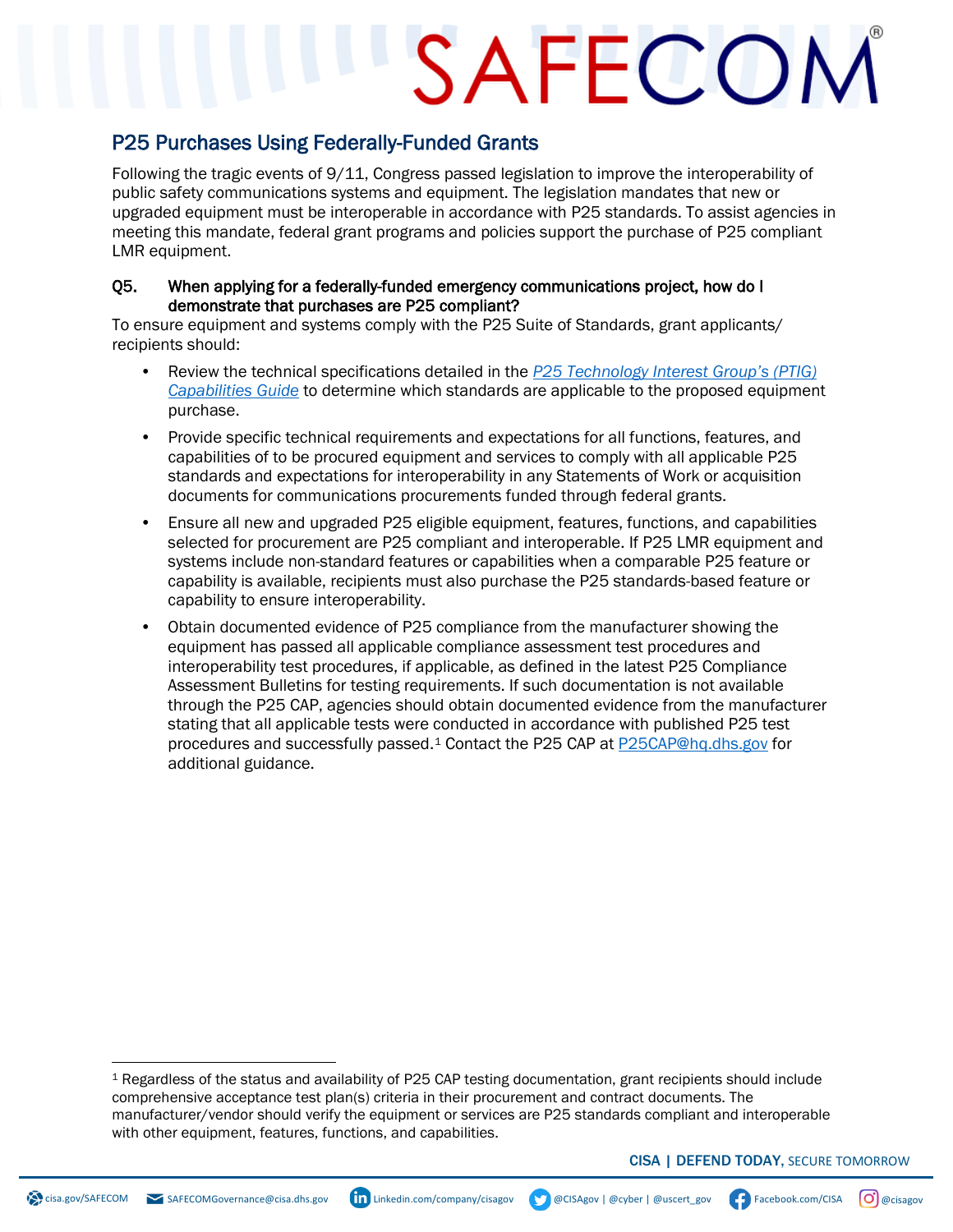## P25 Purchases Using Federally-Funded Grants

Following the tragic events of 9/11, Congress passed legislation to improve the interoperability of public safety communications systems and equipment. The legislation mandates that new or upgraded equipment must be interoperable in accordance with P25 standards. To assist agencies in meeting this mandate, federal grant programs and policies support the purchase of P25 compliant LMR equipment.

**Q5. When applying for a federally-funded emergency communications project, how do I demonstrate that purchases are P25 compliant?**

To ensure equipment and systems comply with the P25 Suite of Standards, grant applicants/ recipients should:

- Review the technical specifications detailed in the *P25 Technology Interest Group's (PTIG) Capabilities Guide* to determine which standards are applicable to the proposed equipment purchase.
- Provide specific technical requirements and expectations for all functions, features, and capabilities of to be procured equipment and services to comply with all applicable P25 standards and expectations for interoperability in any Statements of Work or acquisition documents for communications procurements funded through federal grants.
- Ensure all new and upgraded P25 eligible equipment, features, functions, and capabilities selected for procurement are P25 compliant and interoperable. If P25 LMR equipment and systems include non-standard features or capabilities when a comparable P25 feature or capability is available, recipients must also purchase the P25 standards-based feature or capability to ensure interoperability.
- Obtain documented evidence of P25 compliance from the manufacturer showing the equipment has passed all applicable compliance assessment test procedures and interoperability test procedures, if applicable, as defined in the latest P25 Compliance Assessment Bulletins for testing requirements. If such documentation is not available through the P25 CAP, agencies should obtain documented evidence from the manufacturer stating that all applicable tests were conducted in accordance with published P25 test procedures and successfully passed.[1] Contact the P25 CAP at P25CAP@hq.dhs.gov for additional guidance.

---

[1] Regardless of the status and availability of P25 CAP testing documentation, grant recipients should include comprehensive acceptance test plan(s) criteria in their procurement and contract documents. The manufacturer/vendor should verify the equipment or services are P25 standards compliant and interoperable with other equipment, features, functions, and capabilities.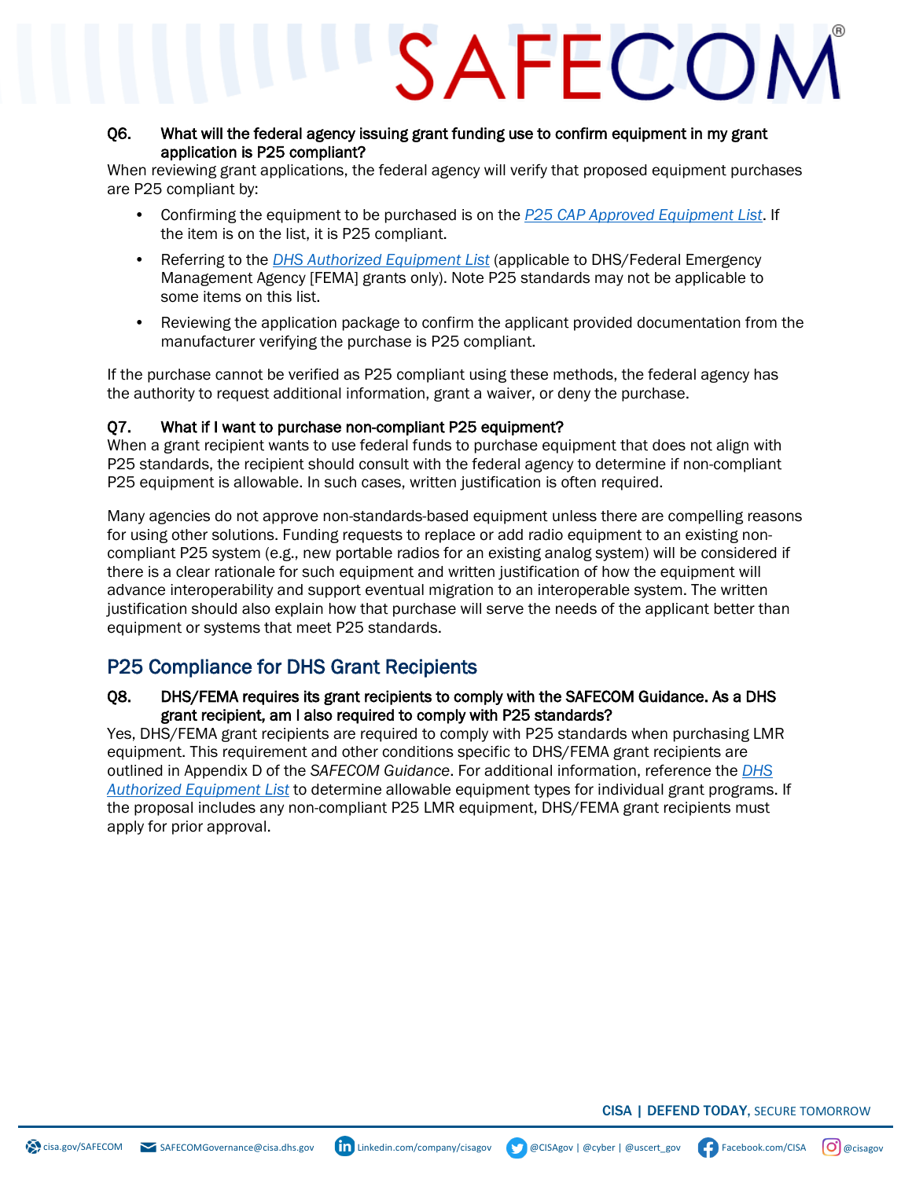**Q6. What will the federal agency issuing grant funding use to confirm equipment in my grant application is P25 compliant?**

When reviewing grant applications, the federal agency will verify that proposed equipment purchases are P25 compliant by:

- Confirming the equipment to be purchased is on the [P25 CAP Approved Equipment List](). If the item is on the list, it is P25 compliant.
- Referring to the [DHS Authorized Equipment List]() (applicable to DHS/Federal Emergency Management Agency [FEMA] grants only). Note P25 standards may not be applicable to some items on this list.
- Reviewing the application package to confirm the applicant provided documentation from the manufacturer verifying the purchase is P25 compliant.

If the purchase cannot be verified as P25 compliant using these methods, the federal agency has the authority to request additional information, grant a waiver, or deny the purchase.

**Q7. What if I want to purchase non-compliant P25 equipment?**

When a grant recipient wants to use federal funds to purchase equipment that does not align with P25 standards, the recipient should consult with the federal agency to determine if non-compliant P25 equipment is allowable. In such cases, written justification is often required.

Many agencies do not approve non-standards-based equipment unless there are compelling reasons for using other solutions. Funding requests to replace or add radio equipment to an existing non-compliant P25 system (e.g., new portable radios for an existing analog system) will be considered if there is a clear rationale for such equipment and written justification of how the equipment will advance interoperability and support eventual migration to an interoperable system. The written justification should also explain how that purchase will serve the needs of the applicant better than equipment or systems that meet P25 standards.

## P25 Compliance for DHS Grant Recipients

**Q8. DHS/FEMA requires its grant recipients to comply with the SAFECOM Guidance. As a DHS grant recipient, am I also required to comply with P25 standards?**

Yes, DHS/FEMA grant recipients are required to comply with P25 standards when purchasing LMR equipment. This requirement and other conditions specific to DHS/FEMA grant recipients are outlined in Appendix D of the *SAFECOM Guidance*. For additional information, reference the [DHS Authorized Equipment List]() to determine allowable equipment types for individual grant programs. If the proposal includes any non-compliant P25 LMR equipment, DHS/FEMA grant recipients must apply for prior approval.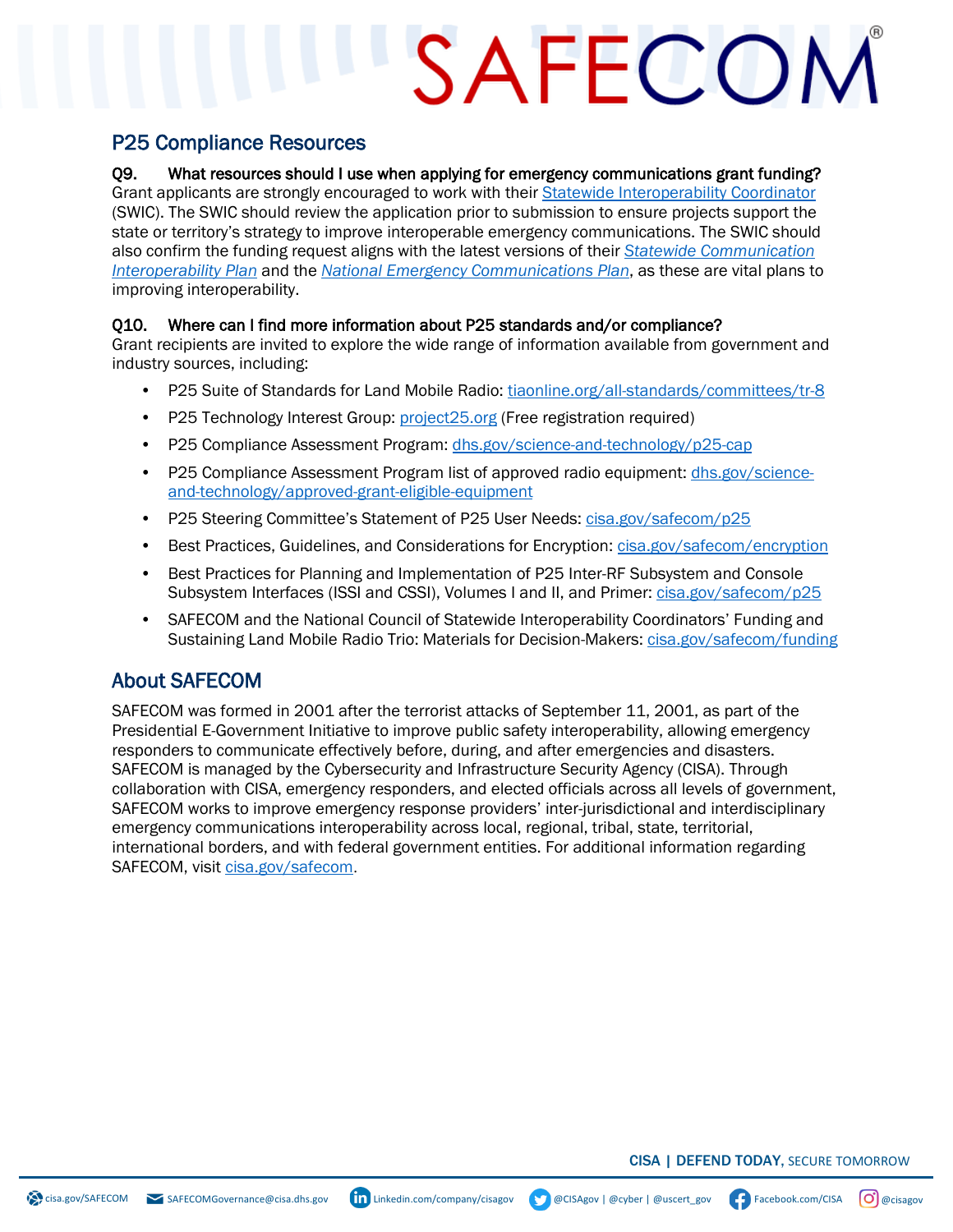## P25 Compliance Resources

**Q9. What resources should I use when applying for emergency communications grant funding?**

Grant applicants are strongly encouraged to work with their Statewide Interoperability Coordinator (SWIC). The SWIC should review the application prior to submission to ensure projects support the state or territory's strategy to improve interoperable emergency communications. The SWIC should also confirm the funding request aligns with the latest versions of their *Statewide Communication Interoperability Plan* and the *National Emergency Communications Plan*, as these are vital plans to improving interoperability.

**Q10. Where can I find more information about P25 standards and/or compliance?**

Grant recipients are invited to explore the wide range of information available from government and industry sources, including:

- P25 Suite of Standards for Land Mobile Radio: tiaonline.org/all-standards/committees/tr-8
- P25 Technology Interest Group: project25.org (Free registration required)
- P25 Compliance Assessment Program: dhs.gov/science-and-technology/p25-cap
- P25 Compliance Assessment Program list of approved radio equipment: dhs.gov/science-and-technology/approved-grant-eligible-equipment
- P25 Steering Committee's Statement of P25 User Needs: cisa.gov/safecom/p25
- Best Practices, Guidelines, and Considerations for Encryption: cisa.gov/safecom/encryption
- Best Practices for Planning and Implementation of P25 Inter-RF Subsystem and Console Subsystem Interfaces (ISSI and CSSI), Volumes I and II, and Primer: cisa.gov/safecom/p25
- SAFECOM and the National Council of Statewide Interoperability Coordinators' Funding and Sustaining Land Mobile Radio Trio: Materials for Decision-Makers: cisa.gov/safecom/funding

## About SAFECOM

SAFECOM was formed in 2001 after the terrorist attacks of September 11, 2001, as part of the Presidential E-Government Initiative to improve public safety interoperability, allowing emergency responders to communicate effectively before, during, and after emergencies and disasters. SAFECOM is managed by the Cybersecurity and Infrastructure Security Agency (CISA). Through collaboration with CISA, emergency responders, and elected officials across all levels of government, SAFECOM works to improve emergency response providers' inter-jurisdictional and interdisciplinary emergency communications interoperability across local, regional, tribal, state, territorial, international borders, and with federal government entities. For additional information regarding SAFECOM, visit cisa.gov/safecom.